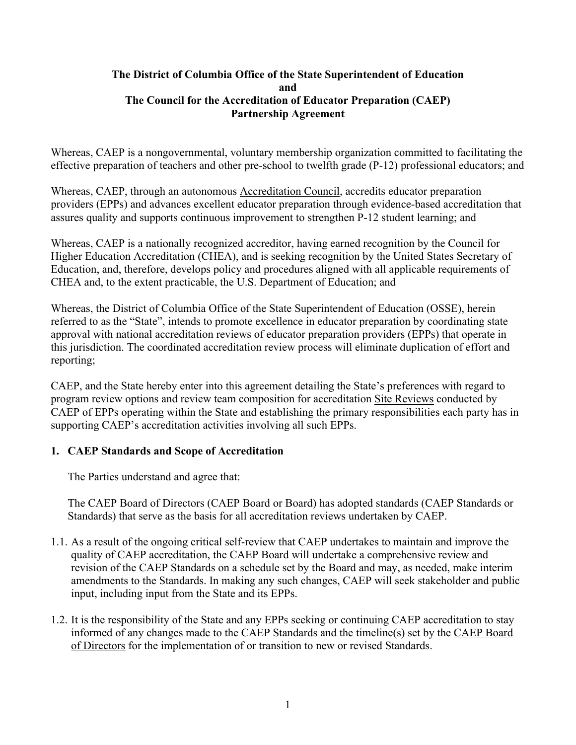**The District of Columbia Office of the State Superintendent of Education**
**and**
**The Council for the Accreditation of Educator Preparation (CAEP)**
**Partnership Agreement**

Whereas, CAEP is a nongovernmental, voluntary membership organization committed to facilitating the effective preparation of teachers and other pre-school to twelfth grade (P-12) professional educators; and

Whereas, CAEP, through an autonomous Accreditation Council, accredits educator preparation providers (EPPs) and advances excellent educator preparation through evidence-based accreditation that assures quality and supports continuous improvement to strengthen P-12 student learning; and

Whereas, CAEP is a nationally recognized accreditor, having earned recognition by the Council for Higher Education Accreditation (CHEA), and is seeking recognition by the United States Secretary of Education, and, therefore, develops policy and procedures aligned with all applicable requirements of CHEA and, to the extent practicable, the U.S. Department of Education; and

Whereas, the District of Columbia Office of the State Superintendent of Education (OSSE), herein referred to as the "State", intends to promote excellence in educator preparation by coordinating state approval with national accreditation reviews of educator preparation providers (EPPs) that operate in this jurisdiction. The coordinated accreditation review process will eliminate duplication of effort and reporting;

CAEP, and the State hereby enter into this agreement detailing the State's preferences with regard to program review options and review team composition for accreditation Site Reviews conducted by CAEP of EPPs operating within the State and establishing the primary responsibilities each party has in supporting CAEP's accreditation activities involving all such EPPs.

## 1. CAEP Standards and Scope of Accreditation

The Parties understand and agree that:

The CAEP Board of Directors (CAEP Board or Board) has adopted standards (CAEP Standards or Standards) that serve as the basis for all accreditation reviews undertaken by CAEP.

1.1. As a result of the ongoing critical self-review that CAEP undertakes to maintain and improve the quality of CAEP accreditation, the CAEP Board will undertake a comprehensive review and revision of the CAEP Standards on a schedule set by the Board and may, as needed, make interim amendments to the Standards. In making any such changes, CAEP will seek stakeholder and public input, including input from the State and its EPPs.

1.2. It is the responsibility of the State and any EPPs seeking or continuing CAEP accreditation to stay informed of any changes made to the CAEP Standards and the timeline(s) set by the CAEP Board of Directors for the implementation of or transition to new or revised Standards.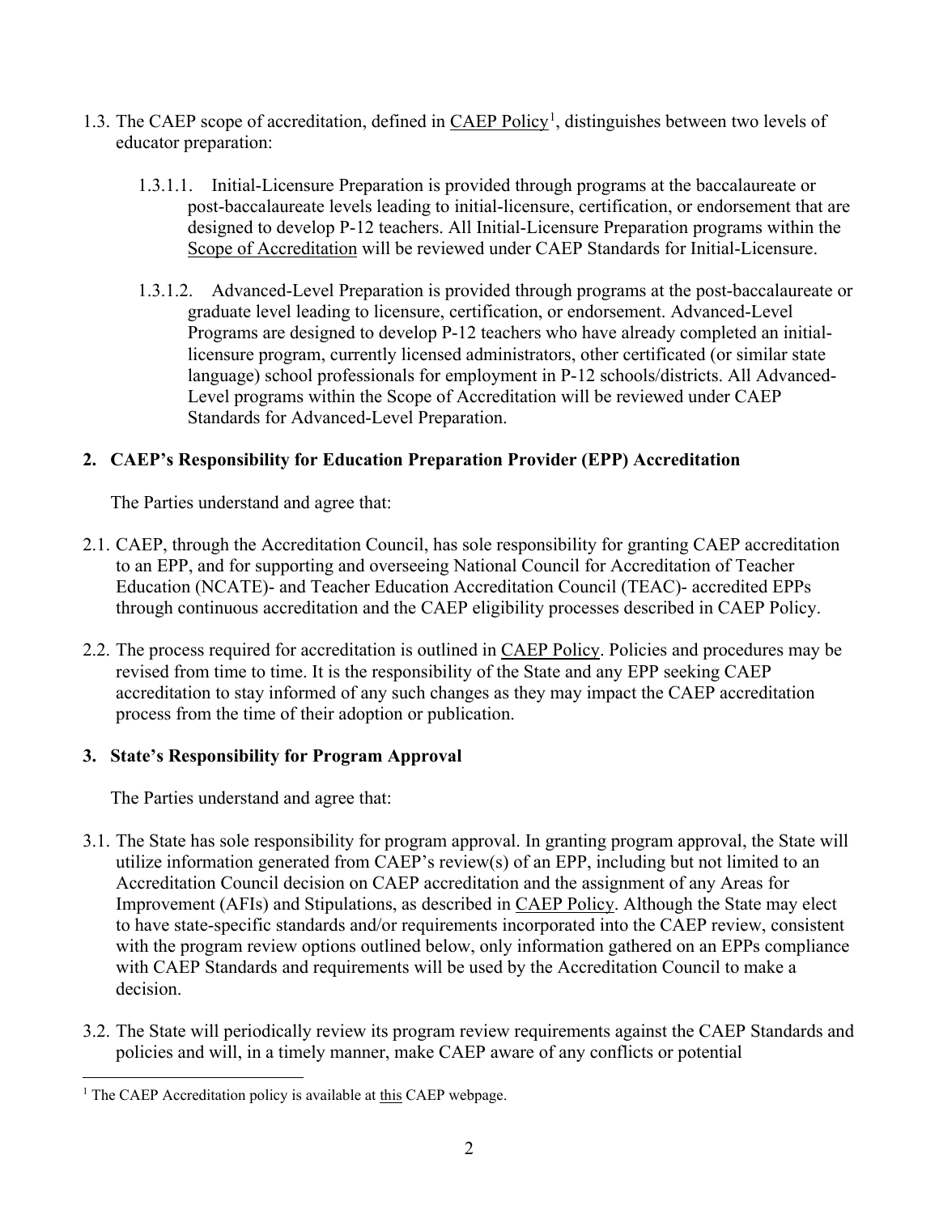1.3. The CAEP scope of accreditation, defined in CAEP Policy[1], distinguishes between two levels of educator preparation:

1.3.1.1. Initial-Licensure Preparation is provided through programs at the baccalaureate or post-baccalaureate levels leading to initial-licensure, certification, or endorsement that are designed to develop P-12 teachers. All Initial-Licensure Preparation programs within the Scope of Accreditation will be reviewed under CAEP Standards for Initial-Licensure.

1.3.1.2. Advanced-Level Preparation is provided through programs at the post-baccalaureate or graduate level leading to licensure, certification, or endorsement. Advanced-Level Programs are designed to develop P-12 teachers who have already completed an initial-licensure program, currently licensed administrators, other certificated (or similar state language) school professionals for employment in P-12 schools/districts. All Advanced-Level programs within the Scope of Accreditation will be reviewed under CAEP Standards for Advanced-Level Preparation.

## 2. CAEP's Responsibility for Education Preparation Provider (EPP) Accreditation

The Parties understand and agree that:

2.1. CAEP, through the Accreditation Council, has sole responsibility for granting CAEP accreditation to an EPP, and for supporting and overseeing National Council for Accreditation of Teacher Education (NCATE)- and Teacher Education Accreditation Council (TEAC)- accredited EPPs through continuous accreditation and the CAEP eligibility processes described in CAEP Policy.

2.2. The process required for accreditation is outlined in CAEP Policy. Policies and procedures may be revised from time to time. It is the responsibility of the State and any EPP seeking CAEP accreditation to stay informed of any such changes as they may impact the CAEP accreditation process from the time of their adoption or publication.

## 3. State's Responsibility for Program Approval

The Parties understand and agree that:

3.1. The State has sole responsibility for program approval. In granting program approval, the State will utilize information generated from CAEP's review(s) of an EPP, including but not limited to an Accreditation Council decision on CAEP accreditation and the assignment of any Areas for Improvement (AFIs) and Stipulations, as described in CAEP Policy. Although the State may elect to have state-specific standards and/or requirements incorporated into the CAEP review, consistent with the program review options outlined below, only information gathered on an EPPs compliance with CAEP Standards and requirements will be used by the Accreditation Council to make a decision.

3.2. The State will periodically review its program review requirements against the CAEP Standards and policies and will, in a timely manner, make CAEP aware of any conflicts or potential

[1] The CAEP Accreditation policy is available at this CAEP webpage.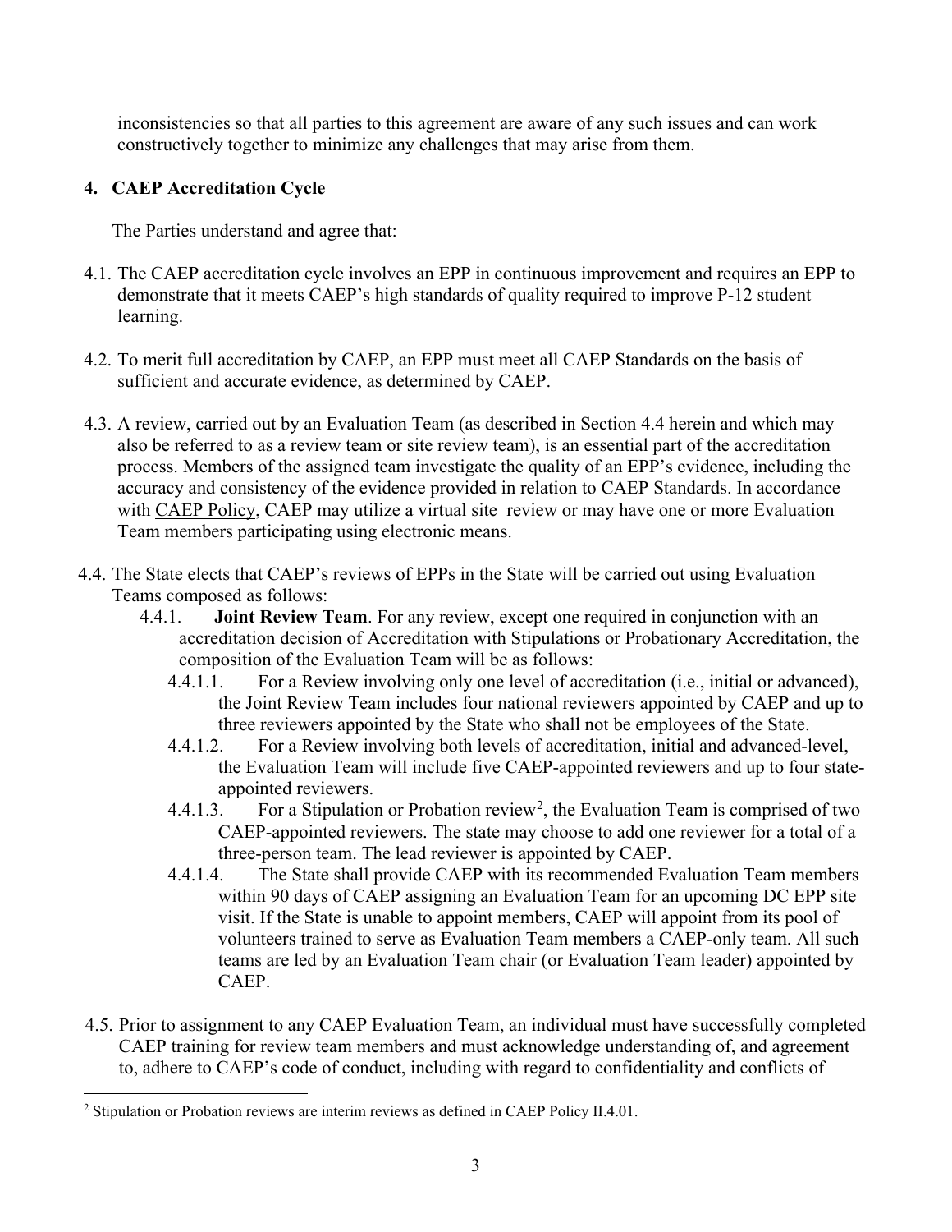inconsistencies so that all parties to this agreement are aware of any such issues and can work constructively together to minimize any challenges that may arise from them.

## 4. CAEP Accreditation Cycle

The Parties understand and agree that:

4.1. The CAEP accreditation cycle involves an EPP in continuous improvement and requires an EPP to demonstrate that it meets CAEP's high standards of quality required to improve P-12 student learning.

4.2. To merit full accreditation by CAEP, an EPP must meet all CAEP Standards on the basis of sufficient and accurate evidence, as determined by CAEP.

4.3. A review, carried out by an Evaluation Team (as described in Section 4.4 herein and which may also be referred to as a review team or site review team), is an essential part of the accreditation process. Members of the assigned team investigate the quality of an EPP's evidence, including the accuracy and consistency of the evidence provided in relation to CAEP Standards. In accordance with CAEP Policy, CAEP may utilize a virtual site review or may have one or more Evaluation Team members participating using electronic means.

4.4. The State elects that CAEP's reviews of EPPs in the State will be carried out using Evaluation Teams composed as follows:

- 4.4.1. **Joint Review Team**. For any review, except one required in conjunction with an accreditation decision of Accreditation with Stipulations or Probationary Accreditation, the composition of the Evaluation Team will be as follows:
  - 4.4.1.1. For a Review involving only one level of accreditation (i.e., initial or advanced), the Joint Review Team includes four national reviewers appointed by CAEP and up to three reviewers appointed by the State who shall not be employees of the State.
  - 4.4.1.2. For a Review involving both levels of accreditation, initial and advanced-level, the Evaluation Team will include five CAEP-appointed reviewers and up to four state-appointed reviewers.
  - 4.4.1.3. For a Stipulation or Probation review[2], the Evaluation Team is comprised of two CAEP-appointed reviewers. The state may choose to add one reviewer for a total of a three-person team. The lead reviewer is appointed by CAEP.
  - 4.4.1.4. The State shall provide CAEP with its recommended Evaluation Team members within 90 days of CAEP assigning an Evaluation Team for an upcoming DC EPP site visit. If the State is unable to appoint members, CAEP will appoint from its pool of volunteers trained to serve as Evaluation Team members a CAEP-only team. All such teams are led by an Evaluation Team chair (or Evaluation Team leader) appointed by CAEP.

4.5. Prior to assignment to any CAEP Evaluation Team, an individual must have successfully completed CAEP training for review team members and must acknowledge understanding of, and agreement to, adhere to CAEP's code of conduct, including with regard to confidentiality and conflicts of

---

[2] Stipulation or Probation reviews are interim reviews as defined in CAEP Policy II.4.01.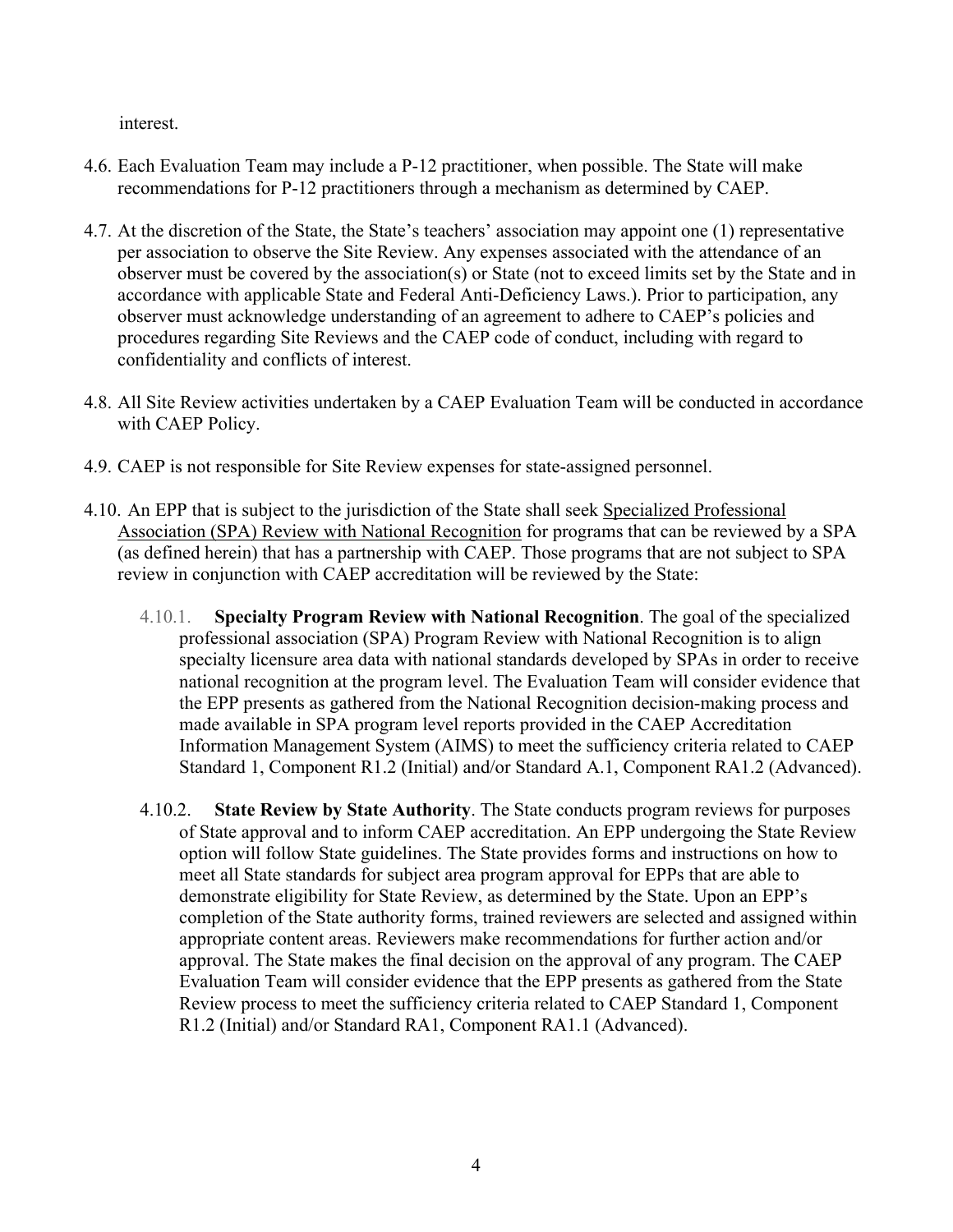interest.

4.6. Each Evaluation Team may include a P-12 practitioner, when possible. The State will make recommendations for P-12 practitioners through a mechanism as determined by CAEP.

4.7. At the discretion of the State, the State's teachers' association may appoint one (1) representative per association to observe the Site Review. Any expenses associated with the attendance of an observer must be covered by the association(s) or State (not to exceed limits set by the State and in accordance with applicable State and Federal Anti-Deficiency Laws.). Prior to participation, any observer must acknowledge understanding of an agreement to adhere to CAEP's policies and procedures regarding Site Reviews and the CAEP code of conduct, including with regard to confidentiality and conflicts of interest.

4.8. All Site Review activities undertaken by a CAEP Evaluation Team will be conducted in accordance with CAEP Policy.

4.9. CAEP is not responsible for Site Review expenses for state-assigned personnel.

4.10. An EPP that is subject to the jurisdiction of the State shall seek Specialized Professional Association (SPA) Review with National Recognition for programs that can be reviewed by a SPA (as defined herein) that has a partnership with CAEP. Those programs that are not subject to SPA review in conjunction with CAEP accreditation will be reviewed by the State:

  4.10.1. **Specialty Program Review with National Recognition**. The goal of the specialized professional association (SPA) Program Review with National Recognition is to align specialty licensure area data with national standards developed by SPAs in order to receive national recognition at the program level. The Evaluation Team will consider evidence that the EPP presents as gathered from the National Recognition decision-making process and made available in SPA program level reports provided in the CAEP Accreditation Information Management System (AIMS) to meet the sufficiency criteria related to CAEP Standard 1, Component R1.2 (Initial) and/or Standard A.1, Component RA1.2 (Advanced).

  4.10.2. **State Review by State Authority**. The State conducts program reviews for purposes of State approval and to inform CAEP accreditation. An EPP undergoing the State Review option will follow State guidelines. The State provides forms and instructions on how to meet all State standards for subject area program approval for EPPs that are able to demonstrate eligibility for State Review, as determined by the State. Upon an EPP's completion of the State authority forms, trained reviewers are selected and assigned within appropriate content areas. Reviewers make recommendations for further action and/or approval. The State makes the final decision on the approval of any program. The CAEP Evaluation Team will consider evidence that the EPP presents as gathered from the State Review process to meet the sufficiency criteria related to CAEP Standard 1, Component R1.2 (Initial) and/or Standard RA1, Component RA1.1 (Advanced).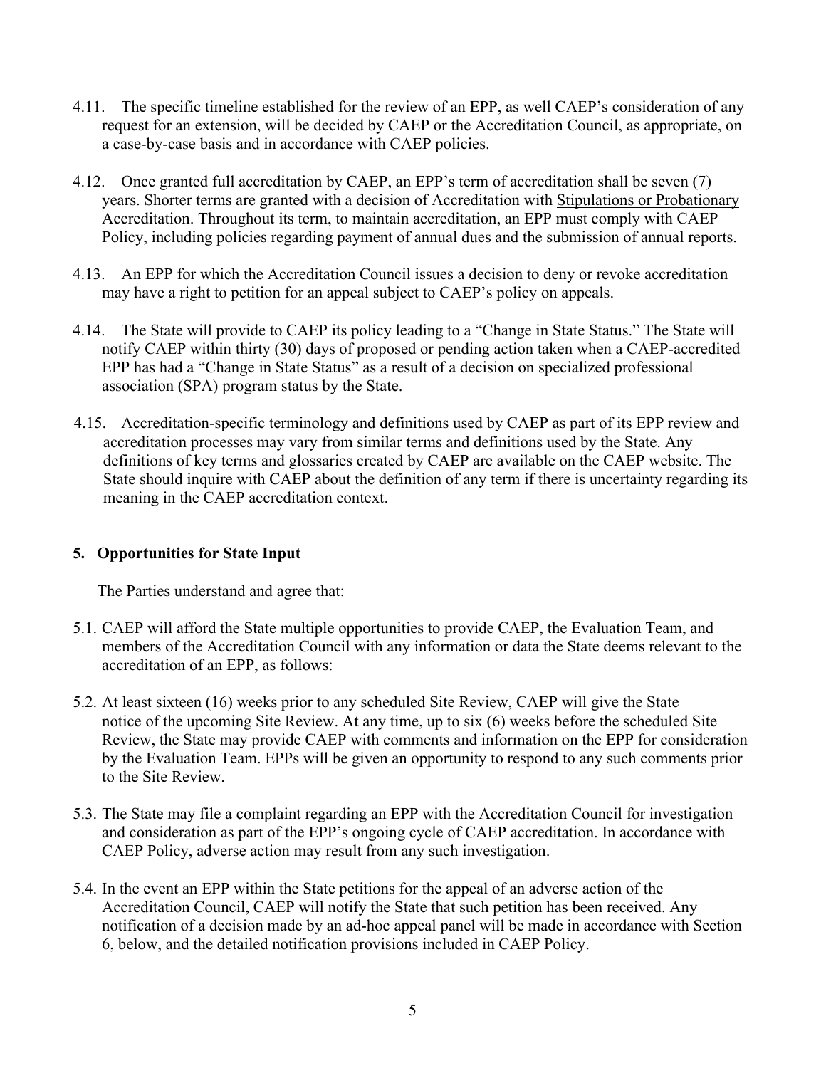4.11. The specific timeline established for the review of an EPP, as well CAEP's consideration of any request for an extension, will be decided by CAEP or the Accreditation Council, as appropriate, on a case-by-case basis and in accordance with CAEP policies.

4.12. Once granted full accreditation by CAEP, an EPP's term of accreditation shall be seven (7) years. Shorter terms are granted with a decision of Accreditation with Stipulations or Probationary Accreditation. Throughout its term, to maintain accreditation, an EPP must comply with CAEP Policy, including policies regarding payment of annual dues and the submission of annual reports.

4.13. An EPP for which the Accreditation Council issues a decision to deny or revoke accreditation may have a right to petition for an appeal subject to CAEP's policy on appeals.

4.14. The State will provide to CAEP its policy leading to a "Change in State Status." The State will notify CAEP within thirty (30) days of proposed or pending action taken when a CAEP-accredited EPP has had a "Change in State Status" as a result of a decision on specialized professional association (SPA) program status by the State.

4.15. Accreditation-specific terminology and definitions used by CAEP as part of its EPP review and accreditation processes may vary from similar terms and definitions used by the State. Any definitions of key terms and glossaries created by CAEP are available on the CAEP website. The State should inquire with CAEP about the definition of any term if there is uncertainty regarding its meaning in the CAEP accreditation context.

## 5. Opportunities for State Input

The Parties understand and agree that:

5.1. CAEP will afford the State multiple opportunities to provide CAEP, the Evaluation Team, and members of the Accreditation Council with any information or data the State deems relevant to the accreditation of an EPP, as follows:

5.2. At least sixteen (16) weeks prior to any scheduled Site Review, CAEP will give the State notice of the upcoming Site Review. At any time, up to six (6) weeks before the scheduled Site Review, the State may provide CAEP with comments and information on the EPP for consideration by the Evaluation Team. EPPs will be given an opportunity to respond to any such comments prior to the Site Review.

5.3. The State may file a complaint regarding an EPP with the Accreditation Council for investigation and consideration as part of the EPP's ongoing cycle of CAEP accreditation. In accordance with CAEP Policy, adverse action may result from any such investigation.

5.4. In the event an EPP within the State petitions for the appeal of an adverse action of the Accreditation Council, CAEP will notify the State that such petition has been received. Any notification of a decision made by an ad-hoc appeal panel will be made in accordance with Section 6, below, and the detailed notification provisions included in CAEP Policy.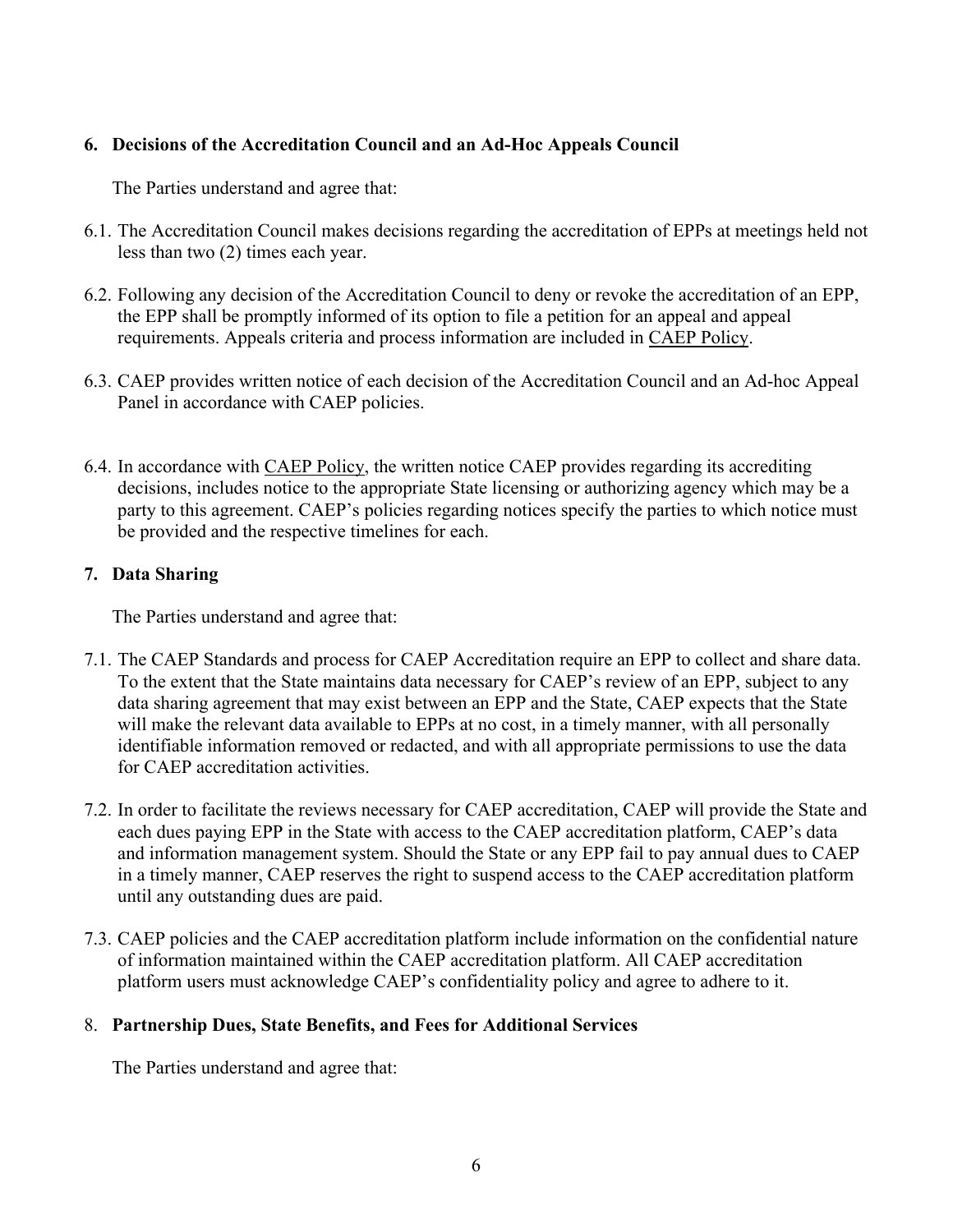## 6. Decisions of the Accreditation Council and an Ad-Hoc Appeals Council

The Parties understand and agree that:

6.1. The Accreditation Council makes decisions regarding the accreditation of EPPs at meetings held not less than two (2) times each year.

6.2. Following any decision of the Accreditation Council to deny or revoke the accreditation of an EPP, the EPP shall be promptly informed of its option to file a petition for an appeal and appeal requirements. Appeals criteria and process information are included in CAEP Policy.

6.3. CAEP provides written notice of each decision of the Accreditation Council and an Ad-hoc Appeal Panel in accordance with CAEP policies.

6.4. In accordance with CAEP Policy, the written notice CAEP provides regarding its accrediting decisions, includes notice to the appropriate State licensing or authorizing agency which may be a party to this agreement. CAEP's policies regarding notices specify the parties to which notice must be provided and the respective timelines for each.

## 7. Data Sharing

The Parties understand and agree that:

7.1. The CAEP Standards and process for CAEP Accreditation require an EPP to collect and share data. To the extent that the State maintains data necessary for CAEP's review of an EPP, subject to any data sharing agreement that may exist between an EPP and the State, CAEP expects that the State will make the relevant data available to EPPs at no cost, in a timely manner, with all personally identifiable information removed or redacted, and with all appropriate permissions to use the data for CAEP accreditation activities.

7.2. In order to facilitate the reviews necessary for CAEP accreditation, CAEP will provide the State and each dues paying EPP in the State with access to the CAEP accreditation platform, CAEP's data and information management system. Should the State or any EPP fail to pay annual dues to CAEP in a timely manner, CAEP reserves the right to suspend access to the CAEP accreditation platform until any outstanding dues are paid.

7.3. CAEP policies and the CAEP accreditation platform include information on the confidential nature of information maintained within the CAEP accreditation platform. All CAEP accreditation platform users must acknowledge CAEP's confidentiality policy and agree to adhere to it.

## 8. Partnership Dues, State Benefits, and Fees for Additional Services

The Parties understand and agree that: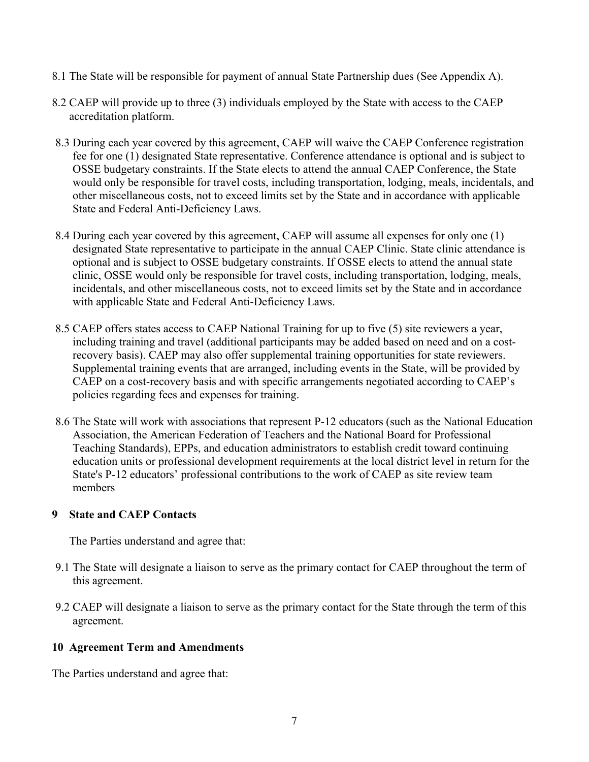8.1 The State will be responsible for payment of annual State Partnership dues (See Appendix A).

8.2 CAEP will provide up to three (3) individuals employed by the State with access to the CAEP accreditation platform.

8.3 During each year covered by this agreement, CAEP will waive the CAEP Conference registration fee for one (1) designated State representative. Conference attendance is optional and is subject to OSSE budgetary constraints. If the State elects to attend the annual CAEP Conference, the State would only be responsible for travel costs, including transportation, lodging, meals, incidentals, and other miscellaneous costs, not to exceed limits set by the State and in accordance with applicable State and Federal Anti-Deficiency Laws.

8.4 During each year covered by this agreement, CAEP will assume all expenses for only one (1) designated State representative to participate in the annual CAEP Clinic. State clinic attendance is optional and is subject to OSSE budgetary constraints. If OSSE elects to attend the annual state clinic, OSSE would only be responsible for travel costs, including transportation, lodging, meals, incidentals, and other miscellaneous costs, not to exceed limits set by the State and in accordance with applicable State and Federal Anti-Deficiency Laws.

8.5 CAEP offers states access to CAEP National Training for up to five (5) site reviewers a year, including training and travel (additional participants may be added based on need and on a cost-recovery basis). CAEP may also offer supplemental training opportunities for state reviewers. Supplemental training events that are arranged, including events in the State, will be provided by CAEP on a cost-recovery basis and with specific arrangements negotiated according to CAEP's policies regarding fees and expenses for training.

8.6 The State will work with associations that represent P-12 educators (such as the National Education Association, the American Federation of Teachers and the National Board for Professional Teaching Standards), EPPs, and education administrators to establish credit toward continuing education units or professional development requirements at the local district level in return for the State's P-12 educators' professional contributions to the work of CAEP as site review team members

## 9 State and CAEP Contacts

The Parties understand and agree that:

9.1 The State will designate a liaison to serve as the primary contact for CAEP throughout the term of this agreement.

9.2 CAEP will designate a liaison to serve as the primary contact for the State through the term of this agreement.

## 10 Agreement Term and Amendments

The Parties understand and agree that: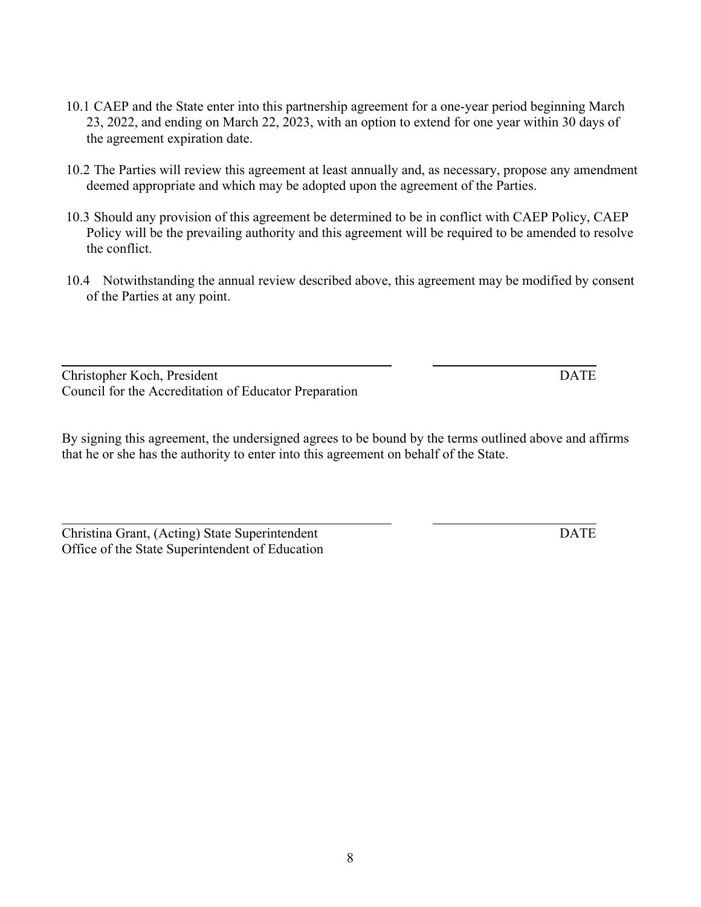10.1 CAEP and the State enter into this partnership agreement for a one-year period beginning March 23, 2022, and ending on March 22, 2023, with an option to extend for one year within 30 days of the agreement expiration date.

10.2 The Parties will review this agreement at least annually and, as necessary, propose any amendment deemed appropriate and which may be adopted upon the agreement of the Parties.

10.3 Should any provision of this agreement be determined to be in conflict with CAEP Policy, CAEP Policy will be the prevailing authority and this agreement will be required to be amended to resolve the conflict.

10.4 Notwithstanding the annual review described above, this agreement may be modified by consent of the Parties at any point.

\_\_\_\_\_\_\_\_\_\_\_\_\_\_\_\_\_\_\_\_\_\_\_\_\_\_\_\_\_\_\_\_\_\_\_\_\_\_\_\_ \_\_\_\_\_\_\_\_\_\_\_\_\_\_\_\_\_\_\_\_

Christopher Koch, President DATE
Council for the Accreditation of Educator Preparation

By signing this agreement, the undersigned agrees to be bound by the terms outlined above and affirms that he or she has the authority to enter into this agreement on behalf of the State.

\_\_\_\_\_\_\_\_\_\_\_\_\_\_\_\_\_\_\_\_\_\_\_\_\_\_\_\_\_\_\_\_\_\_\_\_\_\_\_\_ \_\_\_\_\_\_\_\_\_\_\_\_\_\_\_\_\_\_\_\_

Christina Grant, (Acting) State Superintendent DATE
Office of the State Superintendent of Education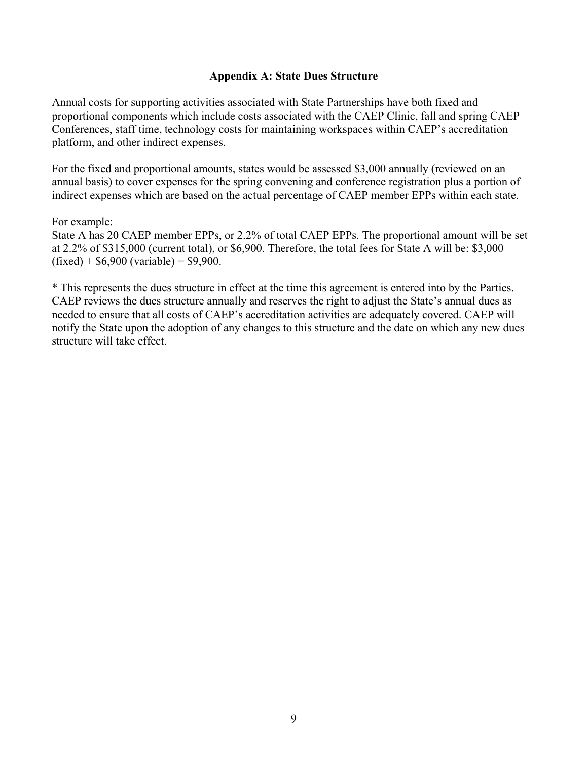## Appendix A: State Dues Structure

Annual costs for supporting activities associated with State Partnerships have both fixed and proportional components which include costs associated with the CAEP Clinic, fall and spring CAEP Conferences, staff time, technology costs for maintaining workspaces within CAEP's accreditation platform, and other indirect expenses.

For the fixed and proportional amounts, states would be assessed $3,000 annually (reviewed on an annual basis) to cover expenses for the spring convening and conference registration plus a portion of indirect expenses which are based on the actual percentage of CAEP member EPPs within each state.

For example:
State A has 20 CAEP member EPPs, or 2.2% of total CAEP EPPs. The proportional amount will be set at 2.2% of $315,000 (current total), or $6,900. Therefore, the total fees for State A will be: $3,000 (fixed) + $6,900 (variable) = $9,900.

* This represents the dues structure in effect at the time this agreement is entered into by the Parties. CAEP reviews the dues structure annually and reserves the right to adjust the State's annual dues as needed to ensure that all costs of CAEP's accreditation activities are adequately covered. CAEP will notify the State upon the adoption of any changes to this structure and the date on which any new dues structure will take effect.